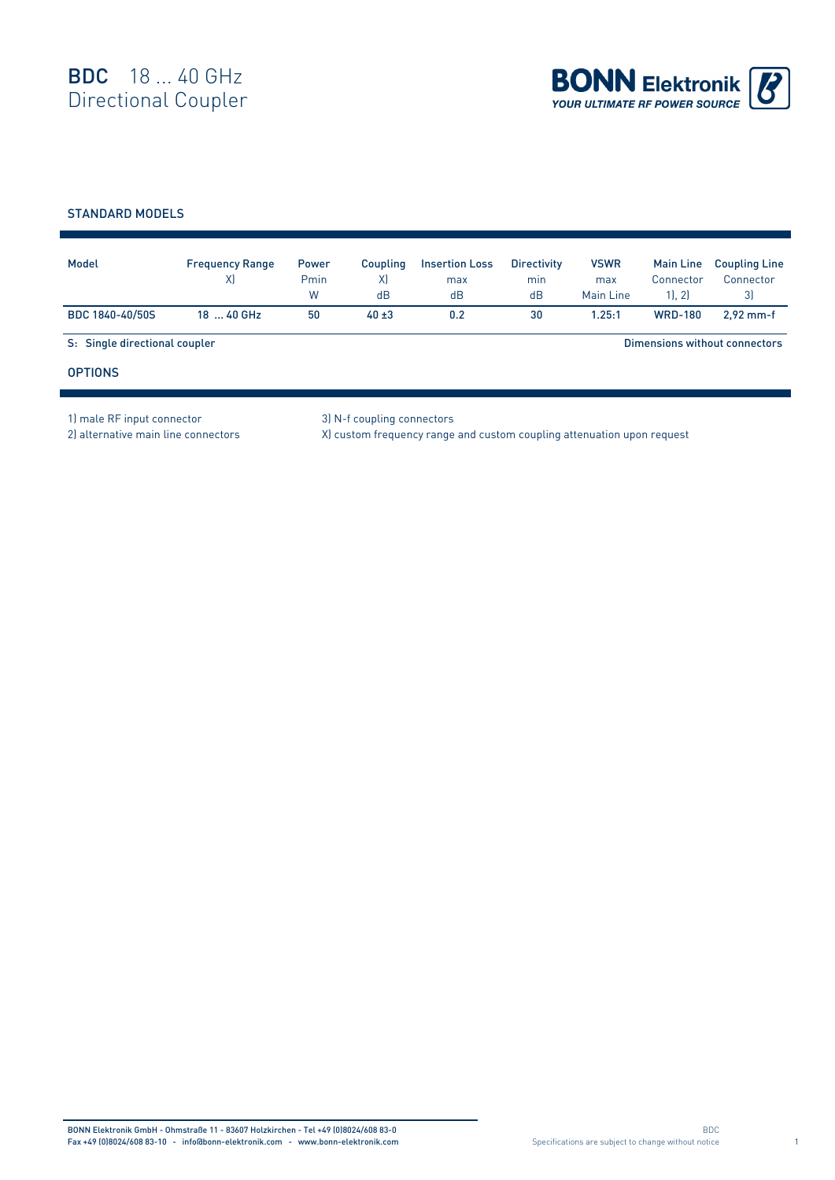# BDC 18 ... 40 GHz
## Directional Coupler

BONN Elektronik
YOUR ULTIMATE RF POWER SOURCE

### STANDARD MODELS

| Model | Frequency Range X) | Power Pmin W | Coupling X) dB | Insertion Loss max dB | Directivity min dB | VSWR max Main Line | Main Line Connector 1), 2) | Coupling Line Connector 3) |
|---|---|---|---|---|---|---|---|---|
| BDC 1840-40/50S | 18 ... 40 GHz | 50 | 40 ±3 | 0.2 | 30 | 1.25:1 | WRD-180 | 2,92 mm-f |

S: Single directional coupler

Dimensions without connectors

### OPTIONS

1) male RF input connector
2) alternative main line connectors
3) N-f coupling connectors
X) custom frequency range and custom coupling attenuation upon request

BONN Elektronik GmbH - Ohmstraße 11 - 83607 Holzkirchen - Tel +49 (0)8024/608 83-0
Fax +49 (0)8024/608 83-10 - info@bonn-elektronik.com - www.bonn-elektronik.com

Specifications are subject to change without notice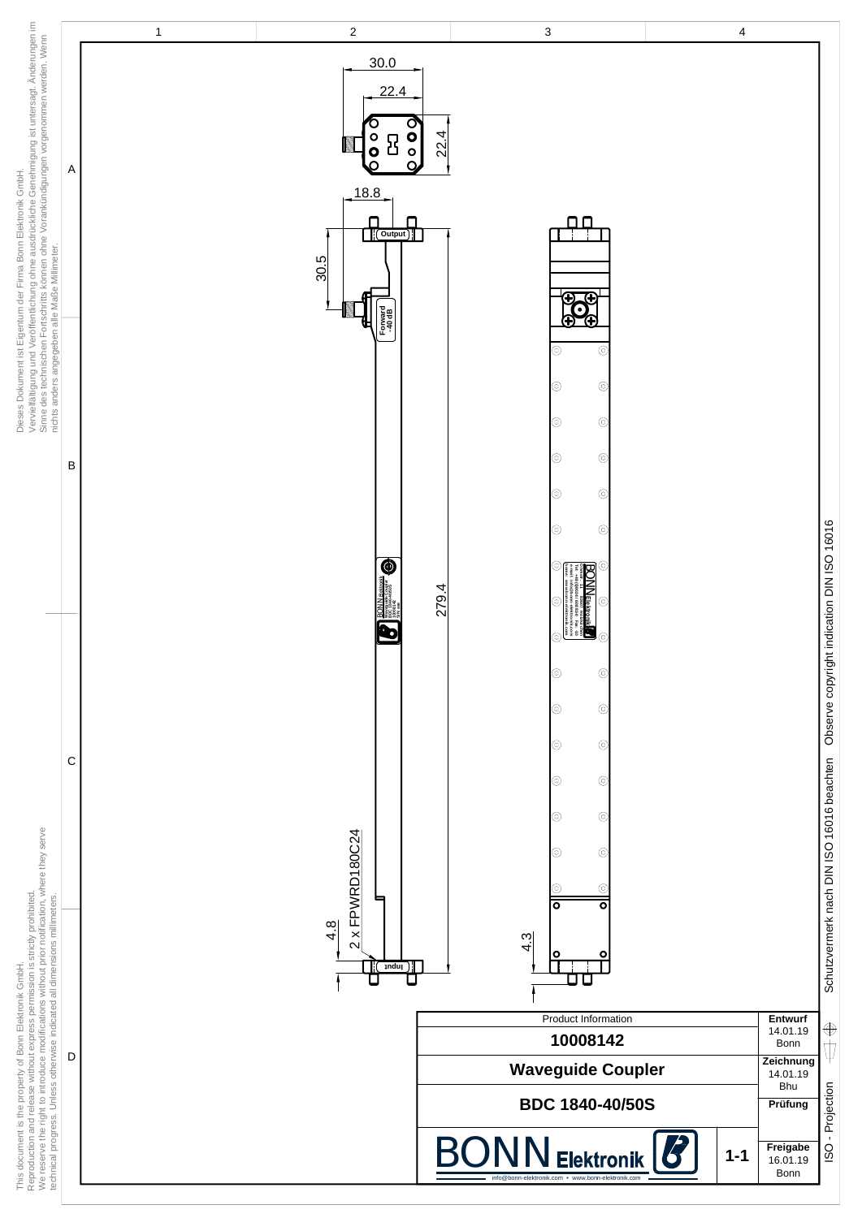Dieses Dokument ist Eigentum der Firma Bonn Elektronik GmbH.
Vervielfältigung und Veröffentlichung ohne ausdrückliche Genehmigung ist untersagt. Änderungen im Sinne des technischen Fortschritts können ohne Vorankündigungen vorgenommen werden. Wenn nichts anders angegeben alle Maße Millimeter.

This document is the property of Bonn Elektronik GmbH.
Reproduction and release without express permission is strictly prohibited.
We reserve the right to introduce modifications without prior notification, where they serve technical progress. Unless otherwise indicated all dimensions millimeters.

30.0

22.4

22.4

18.8

Output

30.5

Forward
-40 dB

279.4

2 x FPWRD180C24

4.8

4.3

Input

Schutzvermerk nach DIN ISO 16016 beachten Observe copyright indication DIN ISO 16016

ISO - Projection

| Product Information | | Entwurf 14.01.19 Bonn |
|---|---|---|
| **10008142** | | |
| **Waveguide Coupler** | | Zeichnung 14.01.19 Bhu |
| **BDC 1840-40/50S** | | Prüfung |
| BONN Elektronik info@bonn-elektronik.com • www.bonn-elektronik.com | 1-1 | Freigabe 16.01.19 Bonn |